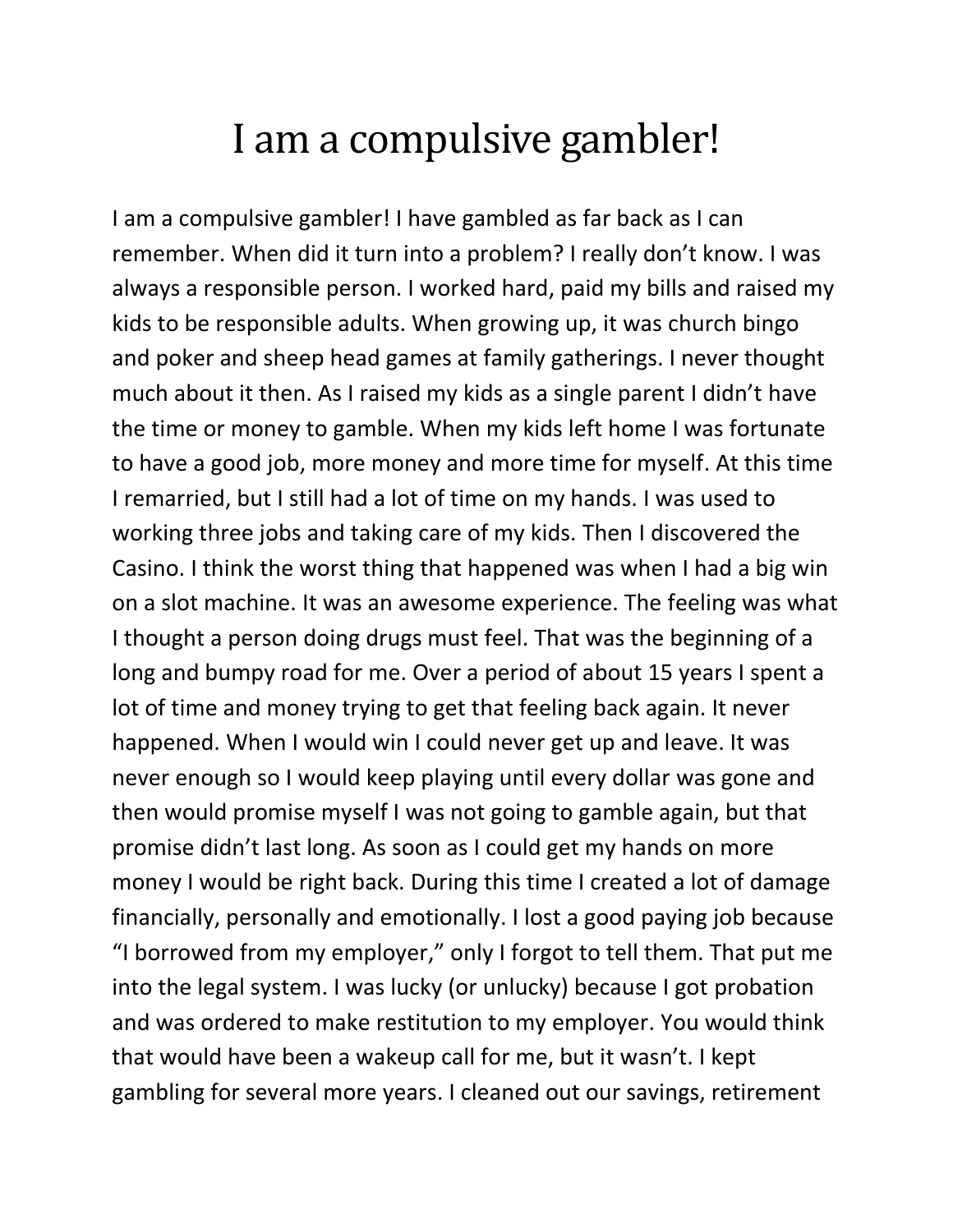# I am a compulsive gambler!

I am a compulsive gambler! I have gambled as far back as I can remember. When did it turn into a problem? I really don't know. I was always a responsible person. I worked hard, paid my bills and raised my kids to be responsible adults. When growing up, it was church bingo and poker and sheep head games at family gatherings. I never thought much about it then. As I raised my kids as a single parent I didn't have the time or money to gamble. When my kids left home I was fortunate to have a good job, more money and more time for myself. At this time I remarried, but I still had a lot of time on my hands. I was used to working three jobs and taking care of my kids. Then I discovered the Casino. I think the worst thing that happened was when I had a big win on a slot machine. It was an awesome experience. The feeling was what I thought a person doing drugs must feel. That was the beginning of a long and bumpy road for me. Over a period of about 15 years I spent a lot of time and money trying to get that feeling back again. It never happened. When I would win I could never get up and leave. It was never enough so I would keep playing until every dollar was gone and then would promise myself I was not going to gamble again, but that promise didn't last long. As soon as I could get my hands on more money I would be right back. During this time I created a lot of damage financially, personally and emotionally. I lost a good paying job because "I borrowed from my employer," only I forgot to tell them. That put me into the legal system. I was lucky (or unlucky) because I got probation and was ordered to make restitution to my employer. You would think that would have been a wakeup call for me, but it wasn't. I kept gambling for several more years. I cleaned out our savings, retirement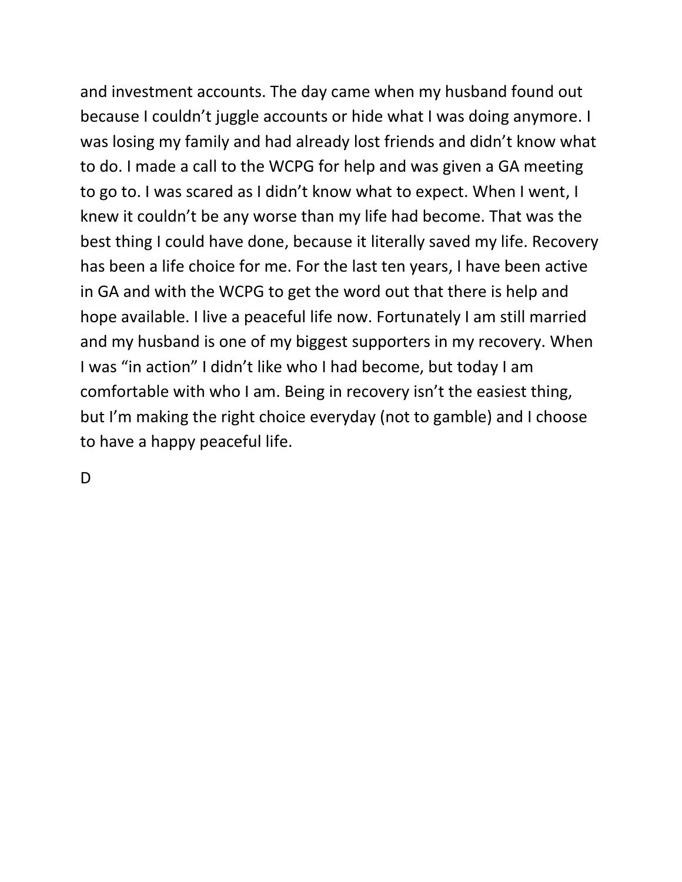and investment accounts. The day came when my husband found out because I couldn't juggle accounts or hide what I was doing anymore. I was losing my family and had already lost friends and didn't know what to do. I made a call to the WCPG for help and was given a GA meeting to go to. I was scared as I didn't know what to expect. When I went, I knew it couldn't be any worse than my life had become. That was the best thing I could have done, because it literally saved my life. Recovery has been a life choice for me. For the last ten years, I have been active in GA and with the WCPG to get the word out that there is help and hope available. I live a peaceful life now. Fortunately I am still married and my husband is one of my biggest supporters in my recovery. When I was "in action" I didn't like who I had become, but today I am comfortable with who I am. Being in recovery isn't the easiest thing, but I'm making the right choice everyday (not to gamble) and I choose to have a happy peaceful life.

D